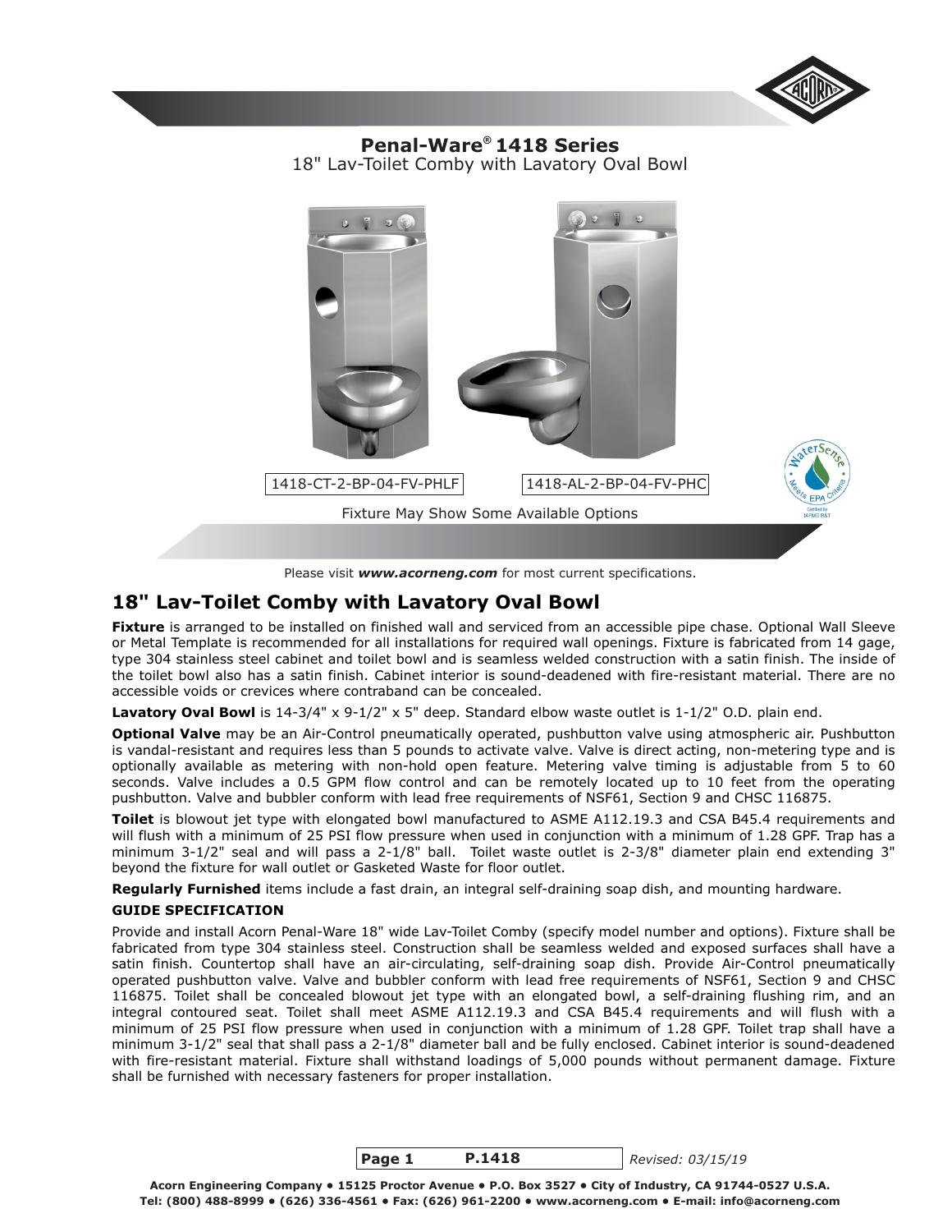# Penal-Ware® 1418 Series

18" Lav-Toilet Comby with Lavatory Oval Bowl

1418-CT-2-BP-04-FV-PHLF

1418-AL-2-BP-04-FV-PHC

Fixture May Show Some Available Options

Please visit ***www.acorneng.com*** for most current specifications.

## 18" Lav-Toilet Comby with Lavatory Oval Bowl

**Fixture** is arranged to be installed on finished wall and serviced from an accessible pipe chase. Optional Wall Sleeve or Metal Template is recommended for all installations for required wall openings. Fixture is fabricated from 14 gage, type 304 stainless steel cabinet and toilet bowl and is seamless welded construction with a satin finish. The inside of the toilet bowl also has a satin finish. Cabinet interior is sound-deadened with fire-resistant material. There are no accessible voids or crevices where contraband can be concealed.

**Lavatory Oval Bowl** is 14-3/4" x 9-1/2" x 5" deep. Standard elbow waste outlet is 1-1/2" O.D. plain end.

**Optional Valve** may be an Air-Control pneumatically operated, pushbutton valve using atmospheric air. Pushbutton is vandal-resistant and requires less than 5 pounds to activate valve. Valve is direct acting, non-metering type and is optionally available as metering with non-hold open feature. Metering valve timing is adjustable from 5 to 60 seconds. Valve includes a 0.5 GPM flow control and can be remotely located up to 10 feet from the operating pushbutton. Valve and bubbler conform with lead free requirements of NSF61, Section 9 and CHSC 116875.

**Toilet** is blowout jet type with elongated bowl manufactured to ASME A112.19.3 and CSA B45.4 requirements and will flush with a minimum of 25 PSI flow pressure when used in conjunction with a minimum of 1.28 GPF. Trap has a minimum 3-1/2" seal and will pass a 2-1/8" ball. Toilet waste outlet is 2-3/8" diameter plain end extending 3" beyond the fixture for wall outlet or Gasketed Waste for floor outlet.

**Regularly Furnished** items include a fast drain, an integral self-draining soap dish, and mounting hardware.

### GUIDE SPECIFICATION

Provide and install Acorn Penal-Ware 18" wide Lav-Toilet Comby (specify model number and options). Fixture shall be fabricated from type 304 stainless steel. Construction shall be seamless welded and exposed surfaces shall have a satin finish. Countertop shall have an air-circulating, self-draining soap dish. Provide Air-Control pneumatically operated pushbutton valve. Valve and bubbler conform with lead free requirements of NSF61, Section 9 and CHSC 116875. Toilet shall be concealed blowout jet type with an elongated bowl, a self-draining flushing rim, and an integral contoured seat. Toilet shall meet ASME A112.19.3 and CSA B45.4 requirements and will flush with a minimum of 25 PSI flow pressure when used in conjunction with a minimum of 1.28 GPF. Toilet trap shall have a minimum 3-1/2" seal that shall pass a 2-1/8" diameter ball and be fully enclosed. Cabinet interior is sound-deadened with fire-resistant material. Fixture shall withstand loadings of 5,000 pounds without permanent damage. Fixture shall be furnished with necessary fasteners for proper installation.

P.1418 *Revised: 03/15/19*

Acorn Engineering Company • 15125 Proctor Avenue • P.O. Box 3527 • City of Industry, CA 91744-0527 U.S.A.
Tel: (800) 488-8999 • (626) 336-4561 • Fax: (626) 961-2200 • www.acorneng.com • E-mail: info@acorneng.com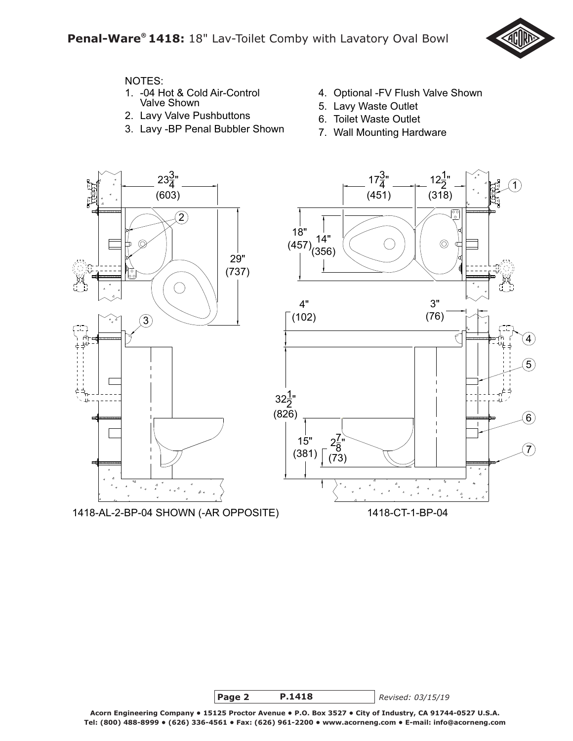## Penal-Ware® 1418: 18" Lav-Toilet Comby with Lavatory Oval Bowl

NOTES:

1. -04 Hot & Cold Air-Control Valve Shown
2. Lavy Valve Pushbuttons
3. Lavy -BP Penal Bubbler Shown
4. Optional -FV Flush Valve Shown
5. Lavy Waste Outlet
6. Toilet Waste Outlet
7. Wall Mounting Hardware

$23\frac{3}{4}$" (603)

29" (737)

$17\frac{3}{4}$" (451)

$12\frac{1}{2}$" (318)

18" (457)

14" (356)

4" (102)

3" (76)

$32\frac{1}{2}$" (826)

15" (381)

$2\frac{7}{8}$" (73)

1418-AL-2-BP-04 SHOWN (-AR OPPOSITE)

1418-CT-1-BP-04

Page 2 P.1418 *Revised: 03/15/19*

**Acorn Engineering Company • 15125 Proctor Avenue • P.O. Box 3527 • City of Industry, CA 91744-0527 U.S.A.**
**Tel: (800) 488-8999 • (626) 336-4561 • Fax: (626) 961-2200 • www.acorneng.com • E-mail: info@acorneng.com**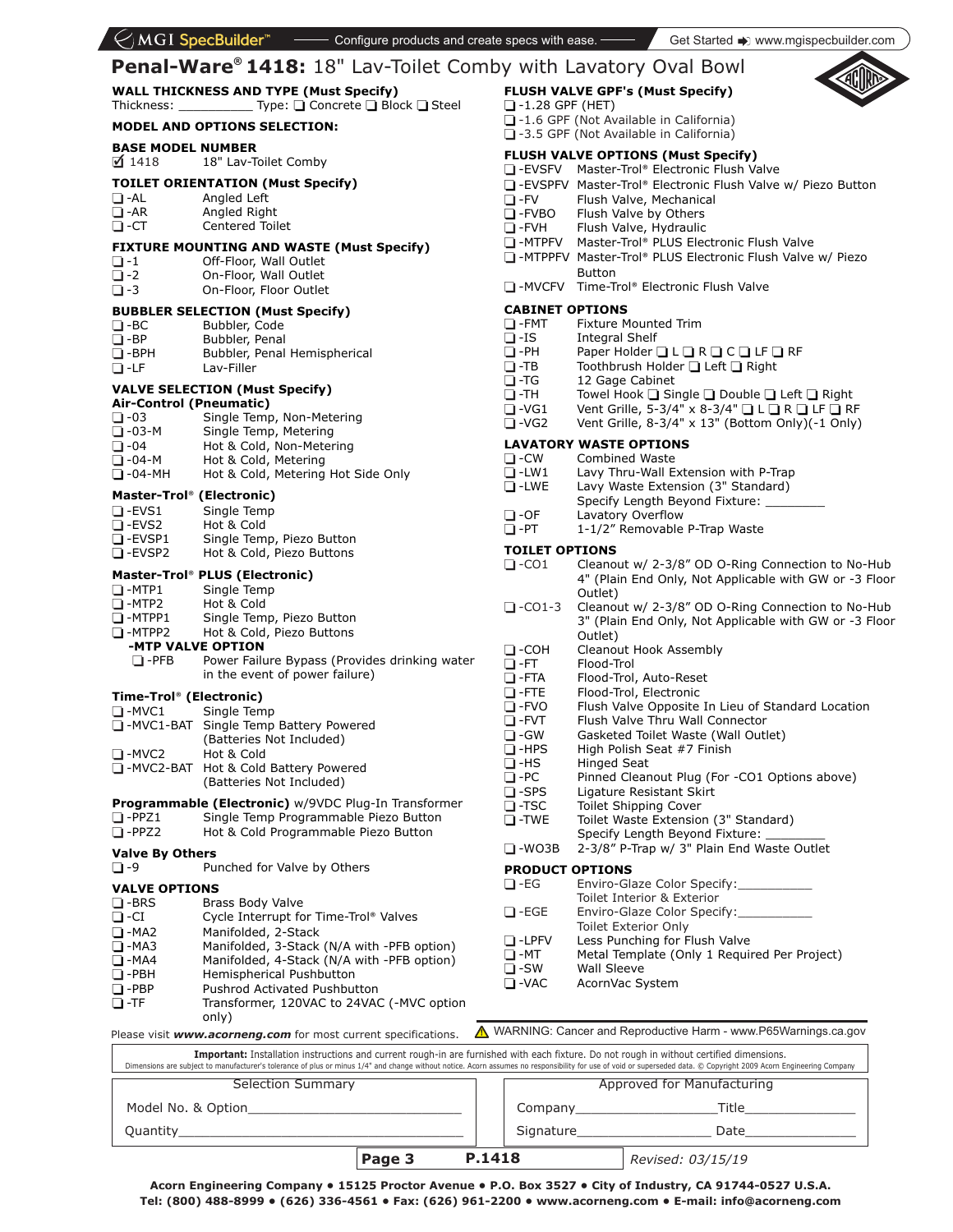MGI SpecBuilder™ — Configure products and create specs with ease. — Get Started www.mgispecbuilder.com

# Penal-Ware® 1418: 18" Lav-Toilet Comby with Lavatory Oval Bowl

**WALL THICKNESS AND TYPE (Must Specify)**
Thickness: __________ Type: ❑ Concrete ❑ Block ❑ Steel

**MODEL AND OPTIONS SELECTION:**

**BASE MODEL NUMBER**
☑ 1418 18" Lav-Toilet Comby

**TOILET ORIENTATION (Must Specify)**
- ❑ -AL Angled Left
- ❑ -AR Angled Right
- ❑ -CT Centered Toilet

**FIXTURE MOUNTING AND WASTE (Must Specify)**
- ❑ -1 Off-Floor, Wall Outlet
- ❑ -2 On-Floor, Wall Outlet
- ❑ -3 On-Floor, Floor Outlet

**BUBBLER SELECTION (Must Specify)**
- ❑ -BC Bubbler, Code
- ❑ -BP Bubbler, Penal
- ❑ -BPH Bubbler, Penal Hemispherical
- ❑ -LF Lav-Filler

**VALVE SELECTION (Must Specify)**

**Air-Control (Pneumatic)**
- ❑ -03 Single Temp, Non-Metering
- ❑ -03-M Single Temp, Metering
- ❑ -04 Hot & Cold, Non-Metering
- ❑ -04-M Hot & Cold, Metering
- ❑ -04-MH Hot & Cold, Metering Hot Side Only

**Master-Trol® (Electronic)**
- ❑ -EVS1 Single Temp
- ❑ -EVS2 Hot & Cold
- ❑ -EVSP1 Single Temp, Piezo Button
- ❑ -EVSP2 Hot & Cold, Piezo Buttons

**Master-Trol® PLUS (Electronic)**
- ❑ -MTP1 Single Temp
- ❑ -MTP2 Hot & Cold
- ❑ -MTPP1 Single Temp, Piezo Button
- ❑ -MTPP2 Hot & Cold, Piezo Buttons

**-MTP VALVE OPTION**
- ❑ -PFB Power Failure Bypass (Provides drinking water in the event of power failure)

**Time-Trol® (Electronic)**
- ❑ -MVC1 Single Temp
- ❑ -MVC1-BAT Single Temp Battery Powered (Batteries Not Included)
- ❑ -MVC2 Hot & Cold
- ❑ -MVC2-BAT Hot & Cold Battery Powered (Batteries Not Included)

**Programmable (Electronic)** w/9VDC Plug-In Transformer
- ❑ -PPZ1 Single Temp Programmable Piezo Button
- ❑ -PPZ2 Hot & Cold Programmable Piezo Button

**Valve By Others**
- ❑ -9 Punched for Valve by Others

**VALVE OPTIONS**
- ❑ -BRS Brass Body Valve
- ❑ -CI Cycle Interrupt for Time-Trol® Valves
- ❑ -MA2 Manifolded, 2-Stack
- ❑ -MA3 Manifolded, 3-Stack (N/A with -PFB option)
- ❑ -MA4 Manifolded, 4-Stack (N/A with -PFB option)
- ❑ -PBH Hemispherical Pushbutton
- ❑ -PBP Pushrod Activated Pushbutton
- ❑ -TF Transformer, 120VAC to 24VAC (-MVC option only)

**FLUSH VALVE GPF's (Must Specify)**
- ❑ -1.28 GPF (HET)
- ❑ -1.6 GPF (Not Available in California)
- ❑ -3.5 GPF (Not Available in California)

**FLUSH VALVE OPTIONS (Must Specify)**
- ❑ -EVSFV Master-Trol® Electronic Flush Valve
- ❑ -EVSPFV Master-Trol® Electronic Flush Valve w/ Piezo Button
- ❑ -FV Flush Valve, Mechanical
- ❑ -FVBO Flush Valve by Others
- ❑ -FVH Flush Valve, Hydraulic
- ❑ -MTPFV Master-Trol® PLUS Electronic Flush Valve
- ❑ -MTPPFV Master-Trol® PLUS Electronic Flush Valve w/ Piezo Button
- ❑ -MVCFV Time-Trol® Electronic Flush Valve

**CABINET OPTIONS**
- ❑ -FMT Fixture Mounted Trim
- ❑ -IS Integral Shelf
- ❑ -PH Paper Holder ❑ L ❑ R ❑ C ❑ LF ❑ RF
- ❑ -TB Toothbrush Holder ❑ Left ❑ Right
- ❑ -TG 12 Gage Cabinet
- ❑ -TH Towel Hook ❑ Single ❑ Double ❑ Left ❑ Right
- ❑ -VG1 Vent Grille, 5-3/4" x 8-3/4" ❑ L ❑ R ❑ LF ❑ RF
- ❑ -VG2 Vent Grille, 8-3/4" x 13" (Bottom Only)(-1 Only)

**LAVATORY WASTE OPTIONS**
- ❑ -CW Combined Waste
- ❑ -LW1 Lavy Thru-Wall Extension with P-Trap
- ❑ -LWE Lavy Waste Extension (3" Standard) Specify Length Beyond Fixture: ________
- ❑ -OF Lavatory Overflow
- ❑ -PT 1-1/2" Removable P-Trap Waste

**TOILET OPTIONS**
- ❑ -CO1 Cleanout w/ 2-3/8" OD O-Ring Connection to No-Hub 4" (Plain End Only, Not Applicable with GW or -3 Floor Outlet)
- ❑ -CO1-3 Cleanout w/ 2-3/8" OD O-Ring Connection to No-Hub 3" (Plain End Only, Not Applicable with GW or -3 Floor Outlet)
- ❑ -COH Cleanout Hook Assembly
- ❑ -FT Flood-Trol
- ❑ -FTA Flood-Trol, Auto-Reset
- ❑ -FTE Flood-Trol, Electronic
- ❑ -FVO Flush Valve Opposite In Lieu of Standard Location
- ❑ -FVT Flush Valve Thru Wall Connector
- ❑ -GW Gasketed Toilet Waste (Wall Outlet)
- ❑ -HPS High Polish Seat #7 Finish
- ❑ -HS Hinged Seat
- ❑ -PC Pinned Cleanout Plug (For -CO1 Options above)
- ❑ -SPS Ligature Resistant Skirt
- ❑ -TSC Toilet Shipping Cover
- ❑ -TWE Toilet Waste Extension (3" Standard) Specify Length Beyond Fixture: ________
- ❑ -WO3B 2-3/8" P-Trap w/ 3" Plain End Waste Outlet

**PRODUCT OPTIONS**
- ❑ -EG Enviro-Glaze Color Specify:__________ Toilet Interior & Exterior
- ❑ -EGE Enviro-Glaze Color Specify:__________ Toilet Exterior Only
- ❑ -LPFV Less Punching for Flush Valve
- ❑ -MT Metal Template (Only 1 Required Per Project)
- ❑ -SW Wall Sleeve
- ❑ -VAC AcornVac System

Please visit ***www.acorneng.com*** for most current specifications.

⚠ WARNING: Cancer and Reproductive Harm - www.P65Warnings.ca.gov

**Important:** Installation instructions and current rough-in are furnished with each fixture. Do not rough in without certified dimensions. Dimensions are subject to manufacturer's tolerance of plus or minus 1/4" and change without notice. Acorn assumes no responsibility for use of void or superseded data. © Copyright 2009 Acorn Engineering Company

| Selection Summary | Approved for Manufacturing |
|---|---|
| Model No. & Option____________________ | Company____________ Title____________ |
| Quantity____________________ | Signature____________ Date____________ |

P.1418 Revised: 03/15/19

**Acorn Engineering Company • 15125 Proctor Avenue • P.O. Box 3527 • City of Industry, CA 91744-0527 U.S.A.**
**Tel: (800) 488-8999 • (626) 336-4561 • Fax: (626) 961-2200 • www.acorneng.com • E-mail: info@acorneng.com**